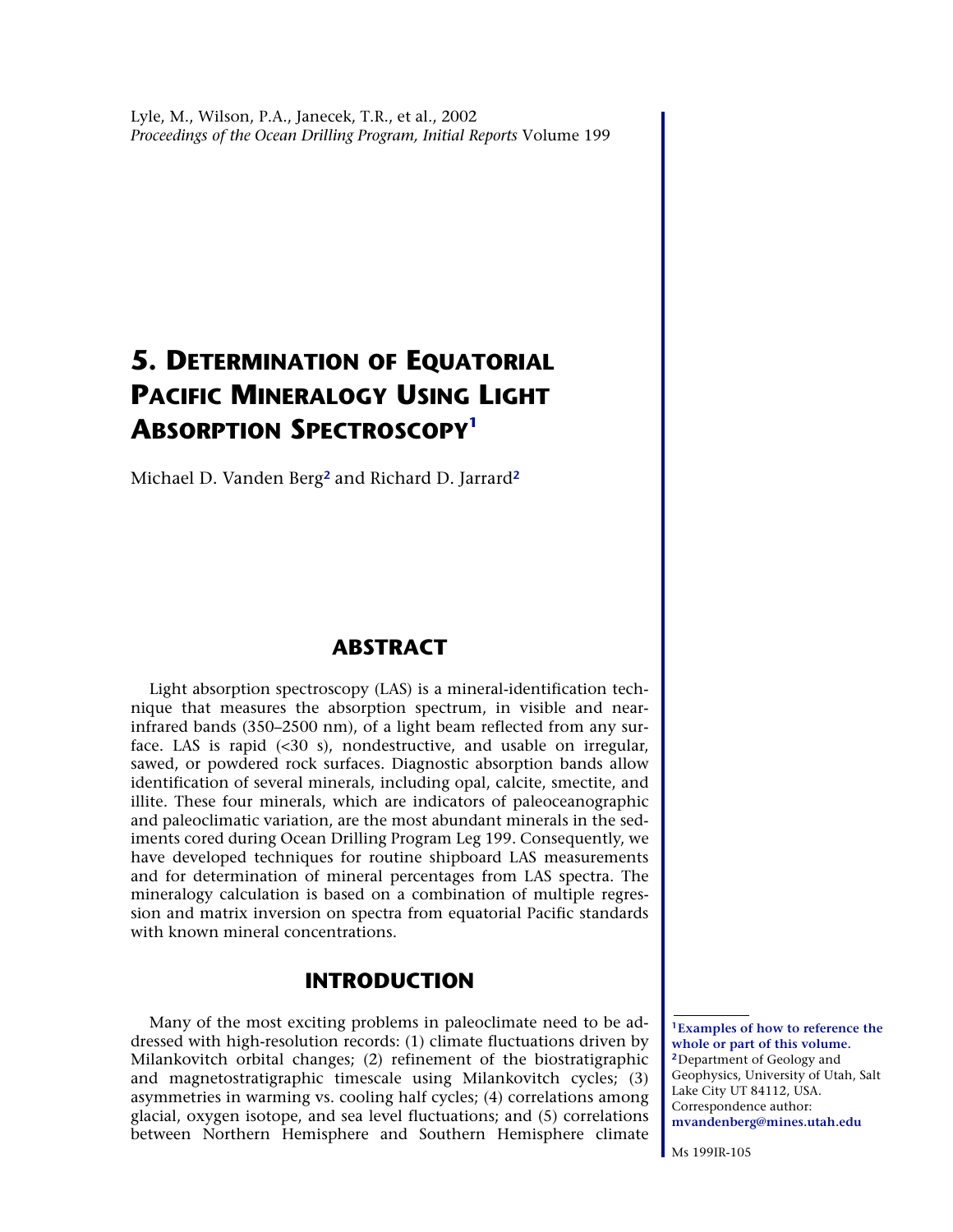Lyle, M., Wilson, P.A., Janecek, T.R., et al., 2002
*Proceedings of the Ocean Drilling Program, Initial Reports* Volume 199

# 5. Determination of Equatorial Pacific Mineralogy Using Light Absorption Spectroscopy[1]

Michael D. Vanden Berg[2] and Richard D. Jarrard[2]

## ABSTRACT

Light absorption spectroscopy (LAS) is a mineral-identification technique that measures the absorption spectrum, in visible and near-infrared bands (350–2500 nm), of a light beam reflected from any surface. LAS is rapid (<30 s), nondestructive, and usable on irregular, sawed, or powdered rock surfaces. Diagnostic absorption bands allow identification of several minerals, including opal, calcite, smectite, and illite. These four minerals, which are indicators of paleoceanographic and paleoclimatic variation, are the most abundant minerals in the sediments cored during Ocean Drilling Program Leg 199. Consequently, we have developed techniques for routine shipboard LAS measurements and for determination of mineral percentages from LAS spectra. The mineralogy calculation is based on a combination of multiple regression and matrix inversion on spectra from equatorial Pacific standards with known mineral concentrations.

## INTRODUCTION

Many of the most exciting problems in paleoclimate need to be addressed with high-resolution records: (1) climate fluctuations driven by Milankovitch orbital changes; (2) refinement of the biostratigraphic and magnetostratigraphic timescale using Milankovitch cycles; (3) asymmetries in warming vs. cooling half cycles; (4) correlations among glacial, oxygen isotope, and sea level fluctuations; and (5) correlations between Northern Hemisphere and Southern Hemisphere climate

[1]**Examples of how to reference the whole or part of this volume.**
[2]Department of Geology and Geophysics, University of Utah, Salt Lake City UT 84112, USA. Correspondence author: **mvandenberg@mines.utah.edu**

Ms 199IR-105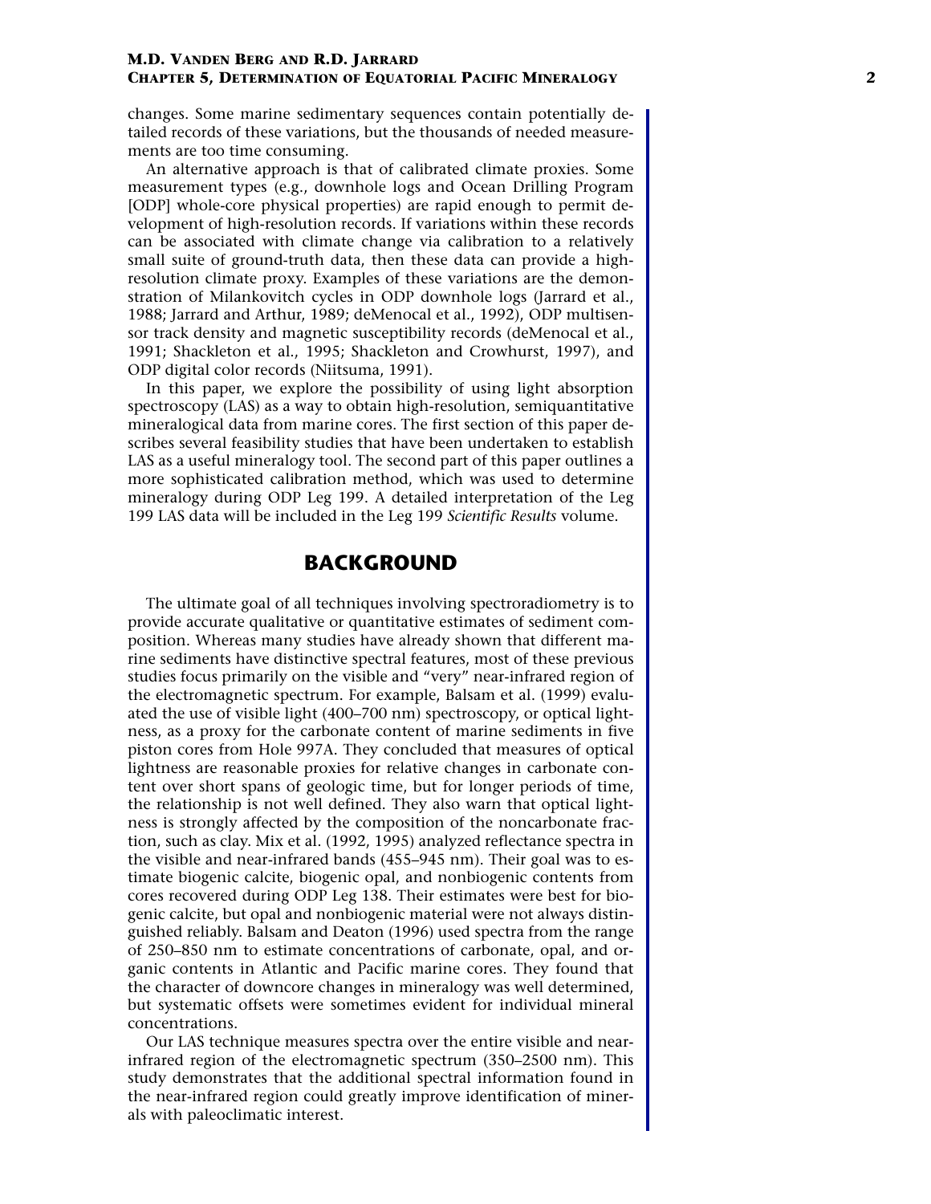changes. Some marine sedimentary sequences contain potentially detailed records of these variations, but the thousands of needed measurements are too time consuming.

An alternative approach is that of calibrated climate proxies. Some measurement types (e.g., downhole logs and Ocean Drilling Program [ODP] whole-core physical properties) are rapid enough to permit development of high-resolution records. If variations within these records can be associated with climate change via calibration to a relatively small suite of ground-truth data, then these data can provide a high-resolution climate proxy. Examples of these variations are the demonstration of Milankovitch cycles in ODP downhole logs (Jarrard et al., 1988; Jarrard and Arthur, 1989; deMenocal et al., 1992), ODP multisensor track density and magnetic susceptibility records (deMenocal et al., 1991; Shackleton et al., 1995; Shackleton and Crowhurst, 1997), and ODP digital color records (Niitsuma, 1991).

In this paper, we explore the possibility of using light absorption spectroscopy (LAS) as a way to obtain high-resolution, semiquantitative mineralogical data from marine cores. The first section of this paper describes several feasibility studies that have been undertaken to establish LAS as a useful mineralogy tool. The second part of this paper outlines a more sophisticated calibration method, which was used to determine mineralogy during ODP Leg 199. A detailed interpretation of the Leg 199 LAS data will be included in the Leg 199 *Scientific Results* volume.

## BACKGROUND

The ultimate goal of all techniques involving spectroradiometry is to provide accurate qualitative or quantitative estimates of sediment composition. Whereas many studies have already shown that different marine sediments have distinctive spectral features, most of these previous studies focus primarily on the visible and "very" near-infrared region of the electromagnetic spectrum. For example, Balsam et al. (1999) evaluated the use of visible light (400–700 nm) spectroscopy, or optical lightness, as a proxy for the carbonate content of marine sediments in five piston cores from Hole 997A. They concluded that measures of optical lightness are reasonable proxies for relative changes in carbonate content over short spans of geologic time, but for longer periods of time, the relationship is not well defined. They also warn that optical lightness is strongly affected by the composition of the noncarbonate fraction, such as clay. Mix et al. (1992, 1995) analyzed reflectance spectra in the visible and near-infrared bands (455–945 nm). Their goal was to estimate biogenic calcite, biogenic opal, and nonbiogenic contents from cores recovered during ODP Leg 138. Their estimates were best for biogenic calcite, but opal and nonbiogenic material were not always distinguished reliably. Balsam and Deaton (1996) used spectra from the range of 250–850 nm to estimate concentrations of carbonate, opal, and organic contents in Atlantic and Pacific marine cores. They found that the character of downcore changes in mineralogy was well determined, but systematic offsets were sometimes evident for individual mineral concentrations.

Our LAS technique measures spectra over the entire visible and near-infrared region of the electromagnetic spectrum (350–2500 nm). This study demonstrates that the additional spectral information found in the near-infrared region could greatly improve identification of minerals with paleoclimatic interest.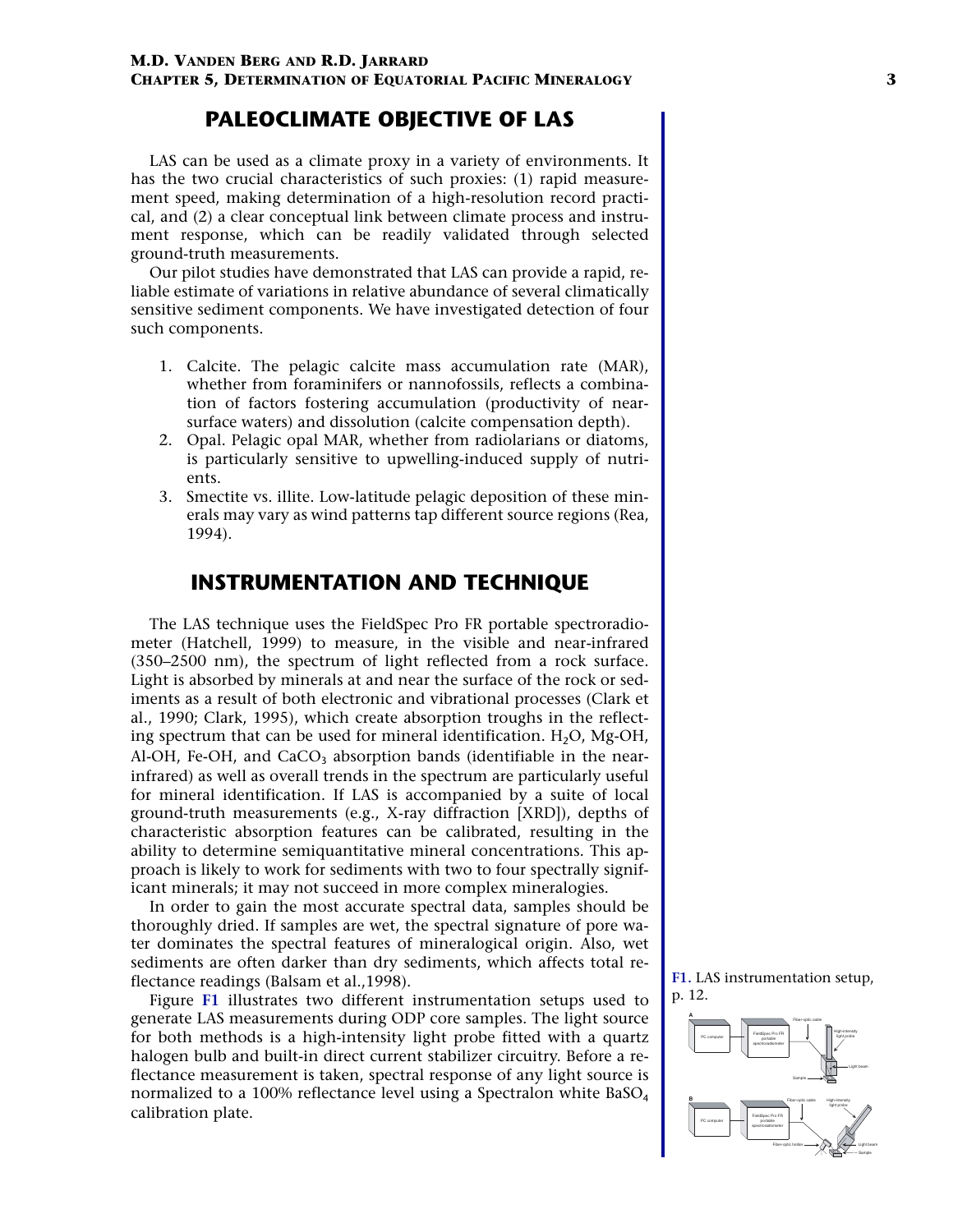## PALEOCLIMATE OBJECTIVE OF LAS

LAS can be used as a climate proxy in a variety of environments. It has the two crucial characteristics of such proxies: (1) rapid measurement speed, making determination of a high-resolution record practical, and (2) a clear conceptual link between climate process and instrument response, which can be readily validated through selected ground-truth measurements.

Our pilot studies have demonstrated that LAS can provide a rapid, reliable estimate of variations in relative abundance of several climatically sensitive sediment components. We have investigated detection of four such components.

1. Calcite. The pelagic calcite mass accumulation rate (MAR), whether from foraminifers or nannofossils, reflects a combination of factors fostering accumulation (productivity of near-surface waters) and dissolution (calcite compensation depth).
2. Opal. Pelagic opal MAR, whether from radiolarians or diatoms, is particularly sensitive to upwelling-induced supply of nutrients.
3. Smectite vs. illite. Low-latitude pelagic deposition of these minerals may vary as wind patterns tap different source regions (Rea, 1994).

## INSTRUMENTATION AND TECHNIQUE

The LAS technique uses the FieldSpec Pro FR portable spectroradiometer (Hatchell, 1999) to measure, in the visible and near-infrared (350–2500 nm), the spectrum of light reflected from a rock surface. Light is absorbed by minerals at and near the surface of the rock or sediments as a result of both electronic and vibrational processes (Clark et al., 1990; Clark, 1995), which create absorption troughs in the reflecting spectrum that can be used for mineral identification. $H_2O$, Mg-OH, Al-OH, Fe-OH, and $CaCO_3$ absorption bands (identifiable in the near-infrared) as well as overall trends in the spectrum are particularly useful for mineral identification. If LAS is accompanied by a suite of local ground-truth measurements (e.g., X-ray diffraction [XRD]), depths of characteristic absorption features can be calibrated, resulting in the ability to determine semiquantitative mineral concentrations. This approach is likely to work for sediments with two to four spectrally significant minerals; it may not succeed in more complex mineralogies.

In order to gain the most accurate spectral data, samples should be thoroughly dried. If samples are wet, the spectral signature of pore water dominates the spectral features of mineralogical origin. Also, wet sediments are often darker than dry sediments, which affects total reflectance readings (Balsam et al.,1998).

Figure F1 illustrates two different instrumentation setups used to generate LAS measurements during ODP core samples. The light source for both methods is a high-intensity light probe fitted with a quartz halogen bulb and built-in direct current stabilizer circuitry. Before a reflectance measurement is taken, spectral response of any light source is normalized to a 100% reflectance level using a Spectralon white $BaSO_4$ calibration plate.

F1. LAS instrumentation setup, p. 12.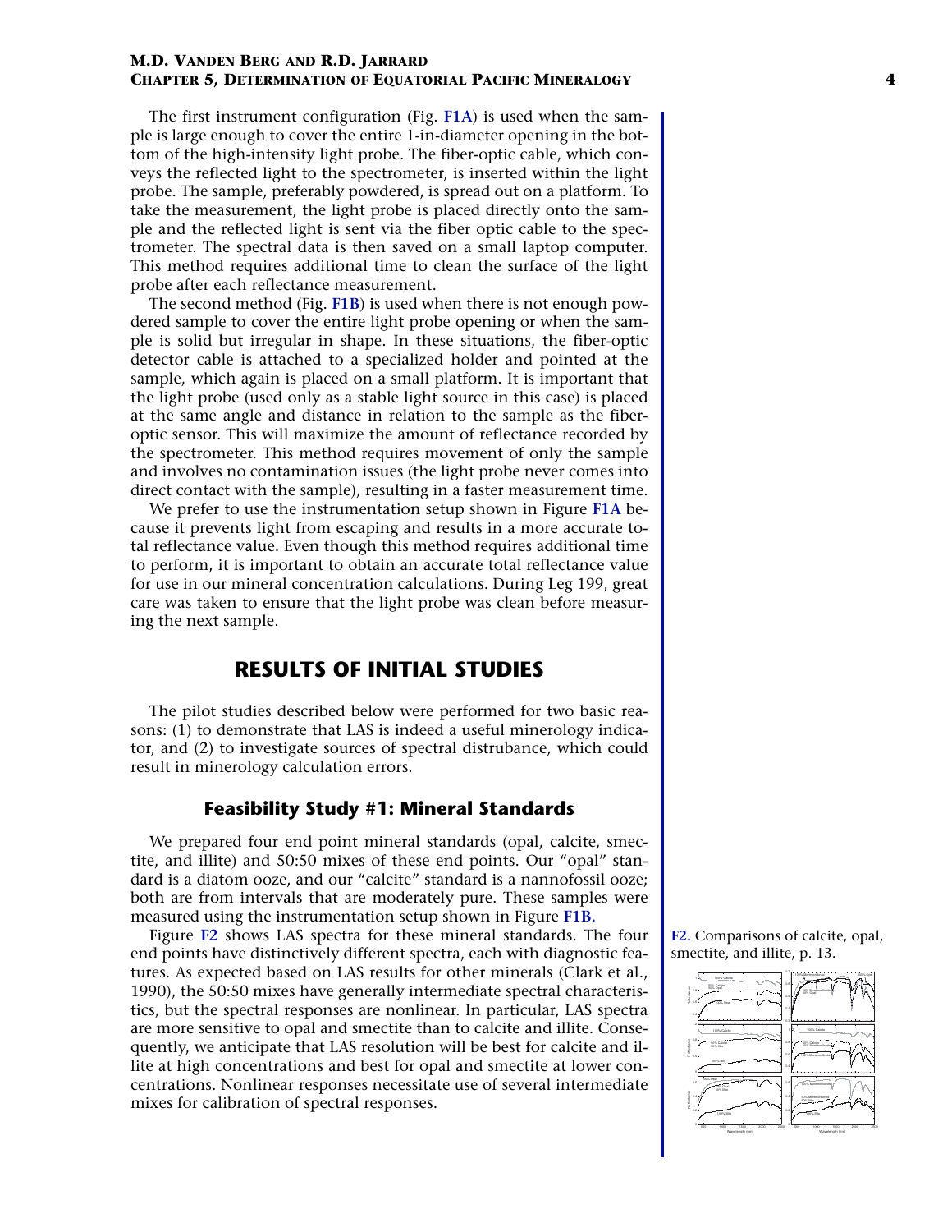The first instrument configuration (Fig. F1A) is used when the sample is large enough to cover the entire 1-in-diameter opening in the bottom of the high-intensity light probe. The fiber-optic cable, which conveys the reflected light to the spectrometer, is inserted within the light probe. The sample, preferably powdered, is spread out on a platform. To take the measurement, the light probe is placed directly onto the sample and the reflected light is sent via the fiber optic cable to the spectrometer. The spectral data is then saved on a small laptop computer. This method requires additional time to clean the surface of the light probe after each reflectance measurement.

The second method (Fig. F1B) is used when there is not enough powdered sample to cover the entire light probe opening or when the sample is solid but irregular in shape. In these situations, the fiber-optic detector cable is attached to a specialized holder and pointed at the sample, which again is placed on a small platform. It is important that the light probe (used only as a stable light source in this case) is placed at the same angle and distance in relation to the sample as the fiber-optic sensor. This will maximize the amount of reflectance recorded by the spectrometer. This method requires movement of only the sample and involves no contamination issues (the light probe never comes into direct contact with the sample), resulting in a faster measurement time.

We prefer to use the instrumentation setup shown in Figure F1A because it prevents light from escaping and results in a more accurate total reflectance value. Even though this method requires additional time to perform, it is important to obtain an accurate total reflectance value for use in our mineral concentration calculations. During Leg 199, great care was taken to ensure that the light probe was clean before measuring the next sample.

# RESULTS OF INITIAL STUDIES

The pilot studies described below were performed for two basic reasons: (1) to demonstrate that LAS is indeed a useful minerology indicator, and (2) to investigate sources of spectral distrubance, which could result in minerology calculation errors.

## Feasibility Study #1: Mineral Standards

We prepared four end point mineral standards (opal, calcite, smectite, and illite) and 50:50 mixes of these end points. Our "opal" standard is a diatom ooze, and our "calcite" standard is a nannofossil ooze; both are from intervals that are moderately pure. These samples were measured using the instrumentation setup shown in Figure F1B.

Figure F2 shows LAS spectra for these mineral standards. The four end points have distinctively different spectra, each with diagnostic features. As expected based on LAS results for other minerals (Clark et al., 1990), the 50:50 mixes have generally intermediate spectral characteristics, but the spectral responses are nonlinear. In particular, LAS spectra are more sensitive to opal and smectite than to calcite and illite. Consequently, we anticipate that LAS resolution will be best for calcite and illite at high concentrations and best for opal and smectite at lower concentrations. Nonlinear responses necessitate use of several intermediate mixes for calibration of spectral responses.

F2. Comparisons of calcite, opal, smectite, and illite, p. 13.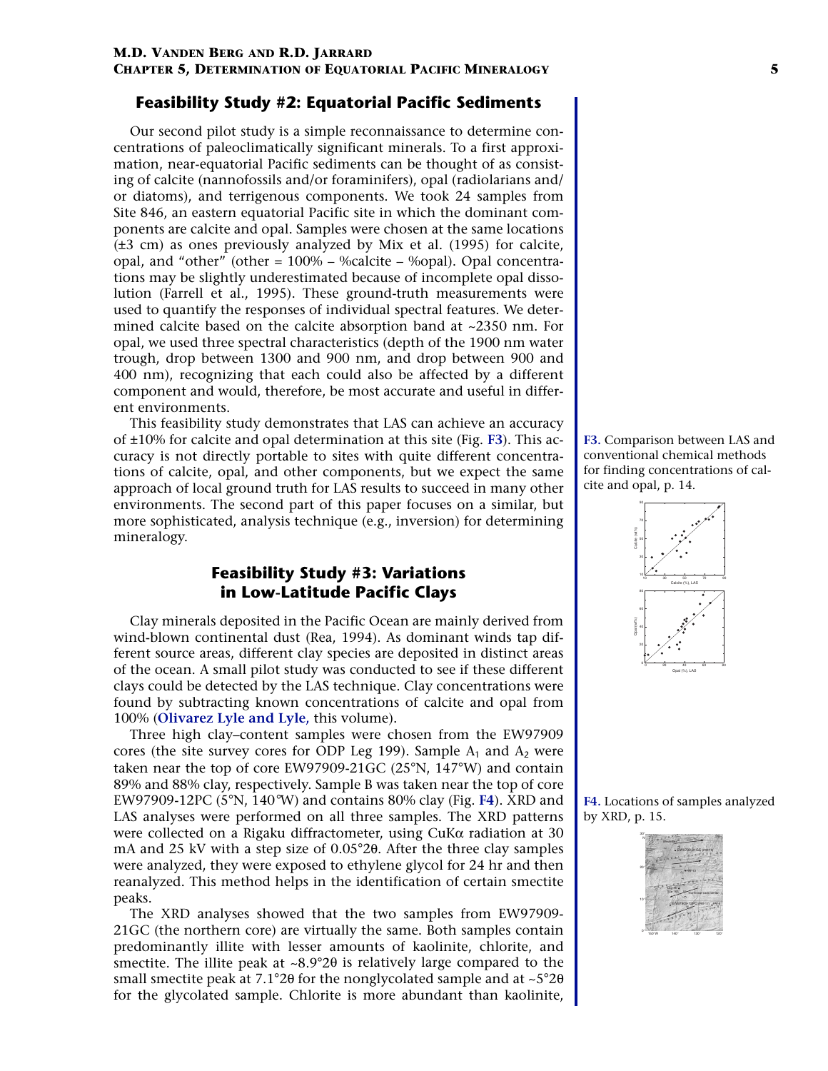## Feasibility Study #2: Equatorial Pacific Sediments

Our second pilot study is a simple reconnaissance to determine concentrations of paleoclimatically significant minerals. To a first approximation, near-equatorial Pacific sediments can be thought of as consisting of calcite (nannofossils and/or foraminifers), opal (radiolarians and/or diatoms), and terrigenous components. We took 24 samples from Site 846, an eastern equatorial Pacific site in which the dominant components are calcite and opal. Samples were chosen at the same locations (±3 cm) as ones previously analyzed by Mix et al. (1995) for calcite, opal, and "other" (other = 100% – %calcite – %opal). Opal concentrations may be slightly underestimated because of incomplete opal dissolution (Farrell et al., 1995). These ground-truth measurements were used to quantify the responses of individual spectral features. We determined calcite based on the calcite absorption band at ~2350 nm. For opal, we used three spectral characteristics (depth of the 1900 nm water trough, drop between 1300 and 900 nm, and drop between 900 and 400 nm), recognizing that each could also be affected by a different component and would, therefore, be most accurate and useful in different environments.

This feasibility study demonstrates that LAS can achieve an accuracy of ±10% for calcite and opal determination at this site (Fig. F3). This accuracy is not directly portable to sites with quite different concentrations of calcite, opal, and other components, but we expect the same approach of local ground truth for LAS results to succeed in many other environments. The second part of this paper focuses on a similar, but more sophisticated, analysis technique (e.g., inversion) for determining mineralogy.

**F3.** Comparison between LAS and conventional chemical methods for finding concentrations of calcite and opal, p. 14.

## Feasibility Study #3: Variations in Low-Latitude Pacific Clays

Clay minerals deposited in the Pacific Ocean are mainly derived from wind-blown continental dust (Rea, 1994). As dominant winds tap different source areas, different clay species are deposited in distinct areas of the ocean. A small pilot study was conducted to see if these different clays could be detected by the LAS technique. Clay concentrations were found by subtracting known concentrations of calcite and opal from 100% (**Olivarez Lyle and Lyle,** this volume).

Three high clay–content samples were chosen from the EW97909 cores (the site survey cores for ODP Leg 199). Sample $A_1$ and $A_2$ were taken near the top of core EW97909-21GC (25°N, 147°W) and contain 89% and 88% clay, respectively. Sample B was taken near the top of core EW97909-12PC (5°N, 140°W) and contains 80% clay (Fig. F4). XRD and LAS analyses were performed on all three samples. The XRD patterns were collected on a Rigaku diffractometer, using CuKα radiation at 30 mA and 25 kV with a step size of 0.05°2θ. After the three clay samples were analyzed, they were exposed to ethylene glycol for 24 hr and then reanalyzed. This method helps in the identification of certain smectite peaks.

**F4.** Locations of samples analyzed by XRD, p. 15.

The XRD analyses showed that the two samples from EW97909-21GC (the northern core) are virtually the same. Both samples contain predominantly illite with lesser amounts of kaolinite, chlorite, and smectite. The illite peak at ~8.9°2θ is relatively large compared to the small smectite peak at 7.1°2θ for the nonglycolated sample and at ~5°2θ for the glycolated sample. Chlorite is more abundant than kaolinite,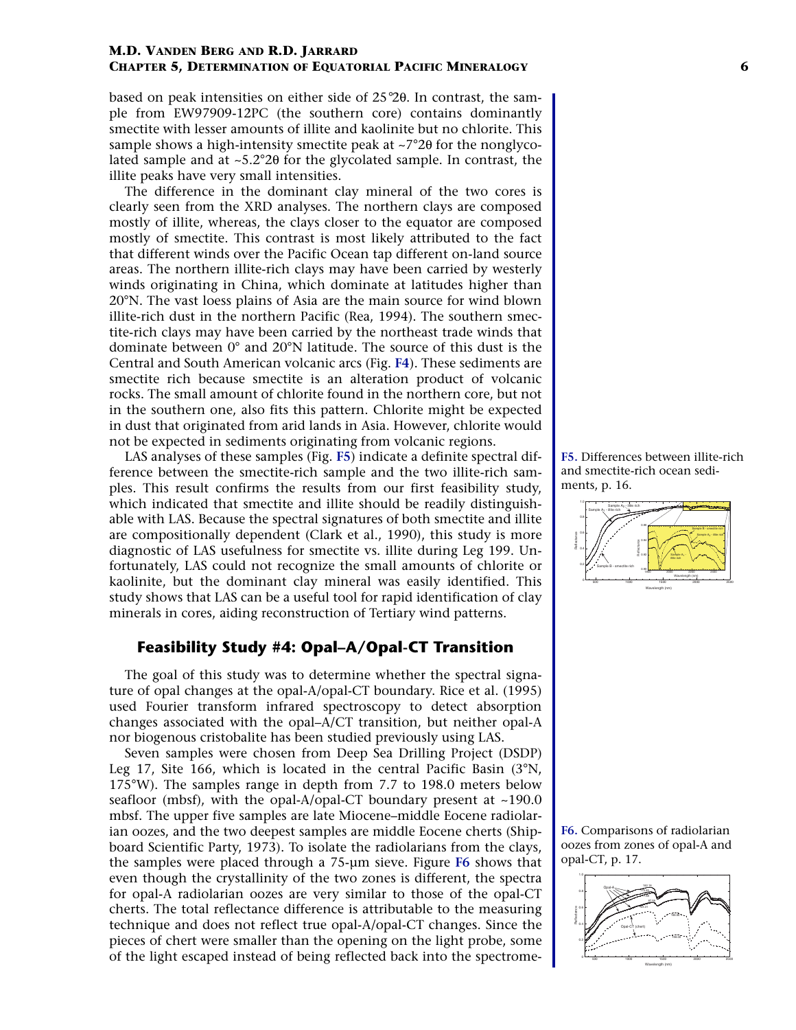based on peak intensities on either side of 25°2θ. In contrast, the sample from EW97909-12PC (the southern core) contains dominantly smectite with lesser amounts of illite and kaolinite but no chlorite. This sample shows a high-intensity smectite peak at ~7°2θ for the nonglycolated sample and at ~5.2°2θ for the glycolated sample. In contrast, the illite peaks have very small intensities.

The difference in the dominant clay mineral of the two cores is clearly seen from the XRD analyses. The northern clays are composed mostly of illite, whereas, the clays closer to the equator are composed mostly of smectite. This contrast is most likely attributed to the fact that different winds over the Pacific Ocean tap different on-land source areas. The northern illite-rich clays may have been carried by westerly winds originating in China, which dominate at latitudes higher than 20°N. The vast loess plains of Asia are the main source for wind blown illite-rich dust in the northern Pacific (Rea, 1994). The southern smectite-rich clays may have been carried by the northeast trade winds that dominate between 0° and 20°N latitude. The source of this dust is the Central and South American volcanic arcs (Fig. F4). These sediments are smectite rich because smectite is an alteration product of volcanic rocks. The small amount of chlorite found in the northern core, but not in the southern one, also fits this pattern. Chlorite might be expected in dust that originated from arid lands in Asia. However, chlorite would not be expected in sediments originating from volcanic regions.

LAS analyses of these samples (Fig. F5) indicate a definite spectral difference between the smectite-rich sample and the two illite-rich samples. This result confirms the results from our first feasibility study, which indicated that smectite and illite should be readily distinguishable with LAS. Because the spectral signatures of both smectite and illite are compositionally dependent (Clark et al., 1990), this study is more diagnostic of LAS usefulness for smectite vs. illite during Leg 199. Unfortunately, LAS could not recognize the small amounts of chlorite or kaolinite, but the dominant clay mineral was easily identified. This study shows that LAS can be a useful tool for rapid identification of clay minerals in cores, aiding reconstruction of Tertiary wind patterns.

**F5.** Differences between illite-rich and smectite-rich ocean sediments, p. 16.

## Feasibility Study #4: Opal–A/Opal-CT Transition

The goal of this study was to determine whether the spectral signature of opal changes at the opal-A/opal-CT boundary. Rice et al. (1995) used Fourier transform infrared spectroscopy to detect absorption changes associated with the opal–A/CT transition, but neither opal-A nor biogenous cristobalite has been studied previously using LAS.

Seven samples were chosen from Deep Sea Drilling Project (DSDP) Leg 17, Site 166, which is located in the central Pacific Basin (3°N, 175°W). The samples range in depth from 7.7 to 198.0 meters below seafloor (mbsf), with the opal-A/opal-CT boundary present at ~190.0 mbsf. The upper five samples are late Miocene–middle Eocene radiolarian oozes, and the two deepest samples are middle Eocene cherts (Shipboard Scientific Party, 1973). To isolate the radiolarians from the clays, the samples were placed through a 75-µm sieve. Figure F6 shows that even though the crystallinity of the two zones is different, the spectra for opal-A radiolarian oozes are very similar to those of the opal-CT cherts. The total reflectance difference is attributable to the measuring technique and does not reflect true opal-A/opal-CT changes. Since the pieces of chert were smaller than the opening on the light probe, some of the light escaped instead of being reflected back into the spectrome-

**F6.** Comparisons of radiolarian oozes from zones of opal-A and opal-CT, p. 17.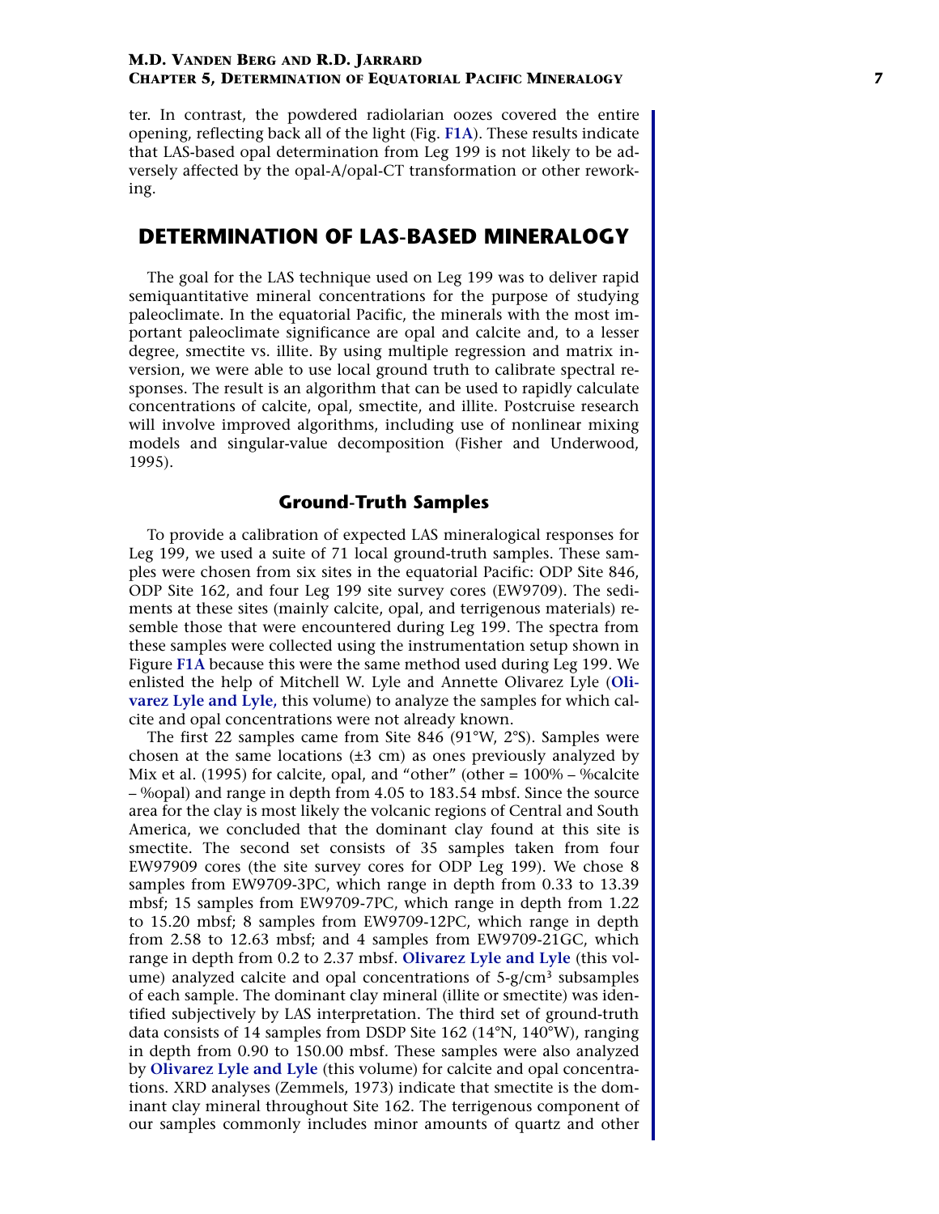ter. In contrast, the powdered radiolarian oozes covered the entire opening, reflecting back all of the light (Fig. F1A). These results indicate that LAS-based opal determination from Leg 199 is not likely to be adversely affected by the opal-A/opal-CT transformation or other reworking.

## DETERMINATION OF LAS-BASED MINERALOGY

The goal for the LAS technique used on Leg 199 was to deliver rapid semiquantitative mineral concentrations for the purpose of studying paleoclimate. In the equatorial Pacific, the minerals with the most important paleoclimate significance are opal and calcite and, to a lesser degree, smectite vs. illite. By using multiple regression and matrix inversion, we were able to use local ground truth to calibrate spectral responses. The result is an algorithm that can be used to rapidly calculate concentrations of calcite, opal, smectite, and illite. Postcruise research will involve improved algorithms, including use of nonlinear mixing models and singular-value decomposition (Fisher and Underwood, 1995).

### Ground-Truth Samples

To provide a calibration of expected LAS mineralogical responses for Leg 199, we used a suite of 71 local ground-truth samples. These samples were chosen from six sites in the equatorial Pacific: ODP Site 846, ODP Site 162, and four Leg 199 site survey cores (EW9709). The sediments at these sites (mainly calcite, opal, and terrigenous materials) resemble those that were encountered during Leg 199. The spectra from these samples were collected using the instrumentation setup shown in Figure F1A because this were the same method used during Leg 199. We enlisted the help of Mitchell W. Lyle and Annette Olivarez Lyle (Olivarez Lyle and Lyle, this volume) to analyze the samples for which calcite and opal concentrations were not already known.

The first 22 samples came from Site 846 (91°W, 2°S). Samples were chosen at the same locations (±3 cm) as ones previously analyzed by Mix et al. (1995) for calcite, opal, and "other" (other = 100% – %calcite – %opal) and range in depth from 4.05 to 183.54 mbsf. Since the source area for the clay is most likely the volcanic regions of Central and South America, we concluded that the dominant clay found at this site is smectite. The second set consists of 35 samples taken from four EW97909 cores (the site survey cores for ODP Leg 199). We chose 8 samples from EW9709-3PC, which range in depth from 0.33 to 13.39 mbsf; 15 samples from EW9709-7PC, which range in depth from 1.22 to 15.20 mbsf; 8 samples from EW9709-12PC, which range in depth from 2.58 to 12.63 mbsf; and 4 samples from EW9709-21GC, which range in depth from 0.2 to 2.37 mbsf. Olivarez Lyle and Lyle (this volume) analyzed calcite and opal concentrations of 5-g/cm$^3$ subsamples of each sample. The dominant clay mineral (illite or smectite) was identified subjectively by LAS interpretation. The third set of ground-truth data consists of 14 samples from DSDP Site 162 (14°N, 140°W), ranging in depth from 0.90 to 150.00 mbsf. These samples were also analyzed by Olivarez Lyle and Lyle (this volume) for calcite and opal concentrations. XRD analyses (Zemmels, 1973) indicate that smectite is the dominant clay mineral throughout Site 162. The terrigenous component of our samples commonly includes minor amounts of quartz and other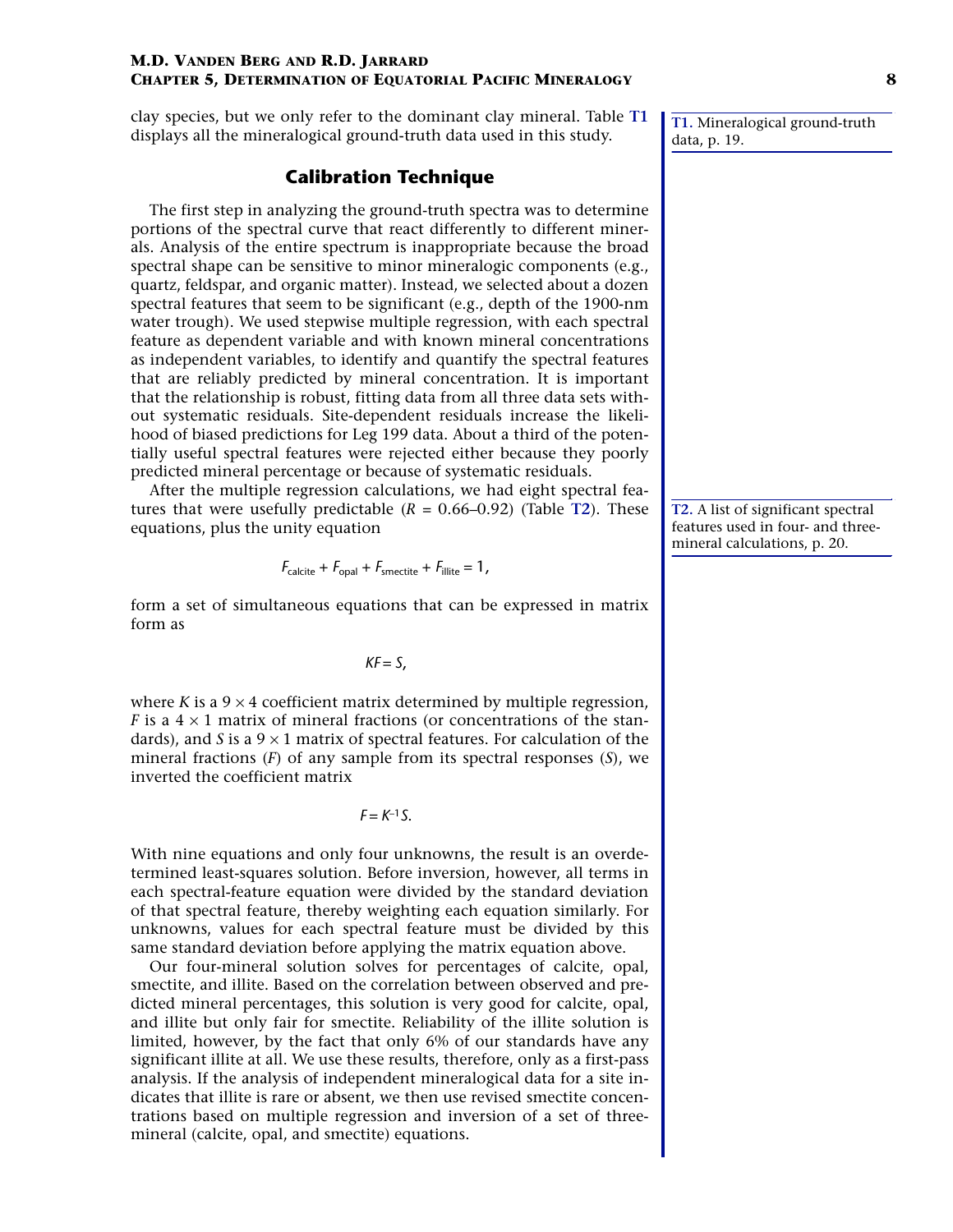clay species, but we only refer to the dominant clay mineral. Table T1 displays all the mineralogical ground-truth data used in this study.

T1. Mineralogical ground-truth data, p. 19.

## Calibration Technique

The first step in analyzing the ground-truth spectra was to determine portions of the spectral curve that react differently to different minerals. Analysis of the entire spectrum is inappropriate because the broad spectral shape can be sensitive to minor mineralogic components (e.g., quartz, feldspar, and organic matter). Instead, we selected about a dozen spectral features that seem to be significant (e.g., depth of the 1900-nm water trough). We used stepwise multiple regression, with each spectral feature as dependent variable and with known mineral concentrations as independent variables, to identify and quantify the spectral features that are reliably predicted by mineral concentration. It is important that the relationship is robust, fitting data from all three data sets without systematic residuals. Site-dependent residuals increase the likelihood of biased predictions for Leg 199 data. About a third of the potentially useful spectral features were rejected either because they poorly predicted mineral percentage or because of systematic residuals.

After the multiple regression calculations, we had eight spectral features that were usefully predictable ($R$ = 0.66–0.92) (Table T2). These equations, plus the unity equation

T2. A list of significant spectral features used in four- and three-mineral calculations, p. 20.

$$F_{\text{calcite}} + F_{\text{opal}} + F_{\text{smectite}} + F_{\text{illite}} = 1,$$

form a set of simultaneous equations that can be expressed in matrix form as

$$KF = S,$$

where $K$ is a $9 \times 4$ coefficient matrix determined by multiple regression, $F$ is a $4 \times 1$ matrix of mineral fractions (or concentrations of the standards), and $S$ is a $9 \times 1$ matrix of spectral features. For calculation of the mineral fractions ($F$) of any sample from its spectral responses ($S$), we inverted the coefficient matrix

$$F = K^{-1}S.$$

With nine equations and only four unknowns, the result is an overdetermined least-squares solution. Before inversion, however, all terms in each spectral-feature equation were divided by the standard deviation of that spectral feature, thereby weighting each equation similarly. For unknowns, values for each spectral feature must be divided by this same standard deviation before applying the matrix equation above.

Our four-mineral solution solves for percentages of calcite, opal, smectite, and illite. Based on the correlation between observed and predicted mineral percentages, this solution is very good for calcite, opal, and illite but only fair for smectite. Reliability of the illite solution is limited, however, by the fact that only 6% of our standards have any significant illite at all. We use these results, therefore, only as a first-pass analysis. If the analysis of independent mineralogical data for a site indicates that illite is rare or absent, we then use revised smectite concentrations based on multiple regression and inversion of a set of three-mineral (calcite, opal, and smectite) equations.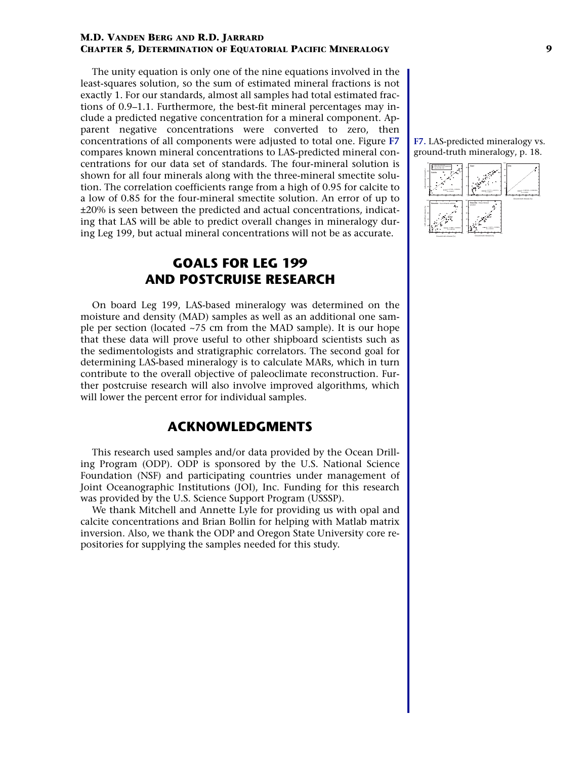The unity equation is only one of the nine equations involved in the least-squares solution, so the sum of estimated mineral fractions is not exactly 1. For our standards, almost all samples had total estimated fractions of 0.9–1.1. Furthermore, the best-fit mineral percentages may include a predicted negative concentration for a mineral component. Apparent negative concentrations were converted to zero, then concentrations of all components were adjusted to total one. Figure F7 compares known mineral concentrations to LAS-predicted mineral concentrations for our data set of standards. The four-mineral solution is shown for all four minerals along with the three-mineral smectite solution. The correlation coefficients range from a high of 0.95 for calcite to a low of 0.85 for the four-mineral smectite solution. An error of up to ±20% is seen between the predicted and actual concentrations, indicating that LAS will be able to predict overall changes in mineralogy during Leg 199, but actual mineral concentrations will not be as accurate.

**F7.** LAS-predicted mineralogy vs. ground-truth mineralogy, p. 18.

# GOALS FOR LEG 199 AND POSTCRUISE RESEARCH

On board Leg 199, LAS-based mineralogy was determined on the moisture and density (MAD) samples as well as an additional one sample per section (located ~75 cm from the MAD sample). It is our hope that these data will prove useful to other shipboard scientists such as the sedimentologists and stratigraphic correlators. The second goal for determining LAS-based mineralogy is to calculate MARs, which in turn contribute to the overall objective of paleoclimate reconstruction. Further postcruise research will also involve improved algorithms, which will lower the percent error for individual samples.

# ACKNOWLEDGMENTS

This research used samples and/or data provided by the Ocean Drilling Program (ODP). ODP is sponsored by the U.S. National Science Foundation (NSF) and participating countries under management of Joint Oceanographic Institutions (JOI), Inc. Funding for this research was provided by the U.S. Science Support Program (USSSP).

We thank Mitchell and Annette Lyle for providing us with opal and calcite concentrations and Brian Bollin for helping with Matlab matrix inversion. Also, we thank the ODP and Oregon State University core repositories for supplying the samples needed for this study.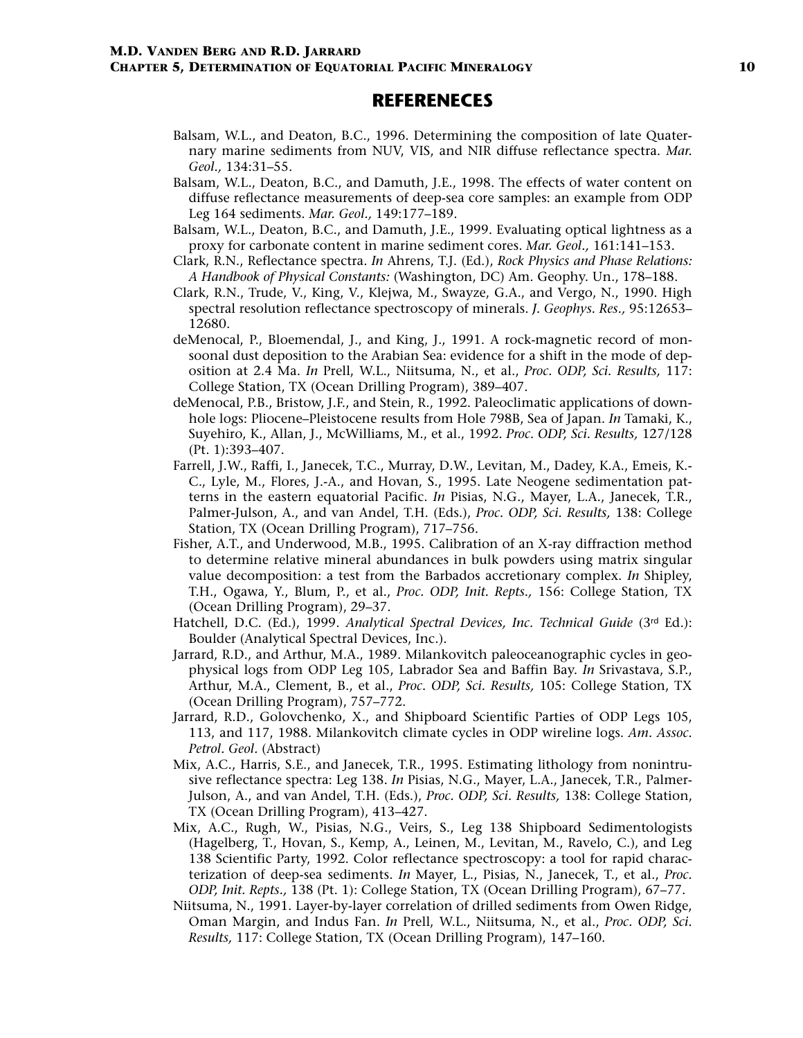# REFERENECES

Balsam, W.L., and Deaton, B.C., 1996. Determining the composition of late Quaternary marine sediments from NUV, VIS, and NIR diffuse reflectance spectra. *Mar. Geol.,* 134:31–55.

Balsam, W.L., Deaton, B.C., and Damuth, J.E., 1998. The effects of water content on diffuse reflectance measurements of deep-sea core samples: an example from ODP Leg 164 sediments. *Mar. Geol.,* 149:177–189.

Balsam, W.L., Deaton, B.C., and Damuth, J.E., 1999. Evaluating optical lightness as a proxy for carbonate content in marine sediment cores. *Mar. Geol.,* 161:141–153.

Clark, R.N., Reflectance spectra. *In* Ahrens, T.J. (Ed.), *Rock Physics and Phase Relations: A Handbook of Physical Constants:* (Washington, DC) Am. Geophy. Un., 178–188.

Clark, R.N., Trude, V., King, V., Klejwa, M., Swayze, G.A., and Vergo, N., 1990. High spectral resolution reflectance spectroscopy of minerals. *J. Geophys. Res.,* 95:12653–12680.

deMenocal, P., Bloemendal, J., and King, J., 1991. A rock-magnetic record of monsoonal dust deposition to the Arabian Sea: evidence for a shift in the mode of deposition at 2.4 Ma. *In* Prell, W.L., Niitsuma, N., et al., *Proc. ODP, Sci. Results,* 117: College Station, TX (Ocean Drilling Program), 389–407.

deMenocal, P.B., Bristow, J.F., and Stein, R., 1992. Paleoclimatic applications of downhole logs: Pliocene–Pleistocene results from Hole 798B, Sea of Japan. *In* Tamaki, K., Suyehiro, K., Allan, J., McWilliams, M., et al., 1992. *Proc. ODP, Sci. Results,* 127/128 (Pt. 1):393–407.

Farrell, J.W., Raffi, I., Janecek, T.C., Murray, D.W., Levitan, M., Dadey, K.A., Emeis, K.-C., Lyle, M., Flores, J.-A., and Hovan, S., 1995. Late Neogene sedimentation patterns in the eastern equatorial Pacific. *In* Pisias, N.G., Mayer, L.A., Janecek, T.R., Palmer-Julson, A., and van Andel, T.H. (Eds.), *Proc. ODP, Sci. Results,* 138: College Station, TX (Ocean Drilling Program), 717–756.

Fisher, A.T., and Underwood, M.B., 1995. Calibration of an X-ray diffraction method to determine relative mineral abundances in bulk powders using matrix singular value decomposition: a test from the Barbados accretionary complex. *In* Shipley, T.H., Ogawa, Y., Blum, P., et al., *Proc. ODP, Init. Repts.,* 156: College Station, TX (Ocean Drilling Program), 29–37.

Hatchell, D.C. (Ed.), 1999. *Analytical Spectral Devices, Inc. Technical Guide* (3rd Ed.): Boulder (Analytical Spectral Devices, Inc.).

Jarrard, R.D., and Arthur, M.A., 1989. Milankovitch paleoceanographic cycles in geophysical logs from ODP Leg 105, Labrador Sea and Baffin Bay. *In* Srivastava, S.P., Arthur, M.A., Clement, B., et al., *Proc. ODP, Sci. Results,* 105: College Station, TX (Ocean Drilling Program), 757–772.

Jarrard, R.D., Golovchenko, X., and Shipboard Scientific Parties of ODP Legs 105, 113, and 117, 1988. Milankovitch climate cycles in ODP wireline logs. *Am. Assoc. Petrol. Geol.* (Abstract)

Mix, A.C., Harris, S.E., and Janecek, T.R., 1995. Estimating lithology from nonintrusive reflectance spectra: Leg 138. *In* Pisias, N.G., Mayer, L.A., Janecek, T.R., Palmer-Julson, A., and van Andel, T.H. (Eds.), *Proc. ODP, Sci. Results,* 138: College Station, TX (Ocean Drilling Program), 413–427.

Mix, A.C., Rugh, W., Pisias, N.G., Veirs, S., Leg 138 Shipboard Sedimentologists (Hagelberg, T., Hovan, S., Kemp, A., Leinen, M., Levitan, M., Ravelo, C.), and Leg 138 Scientific Party, 1992. Color reflectance spectroscopy: a tool for rapid characterization of deep-sea sediments. *In* Mayer, L., Pisias, N., Janecek, T., et al., *Proc. ODP, Init. Repts.,* 138 (Pt. 1): College Station, TX (Ocean Drilling Program), 67–77.

Niitsuma, N., 1991. Layer-by-layer correlation of drilled sediments from Owen Ridge, Oman Margin, and Indus Fan. *In* Prell, W.L., Niitsuma, N., et al., *Proc. ODP, Sci. Results,* 117: College Station, TX (Ocean Drilling Program), 147–160.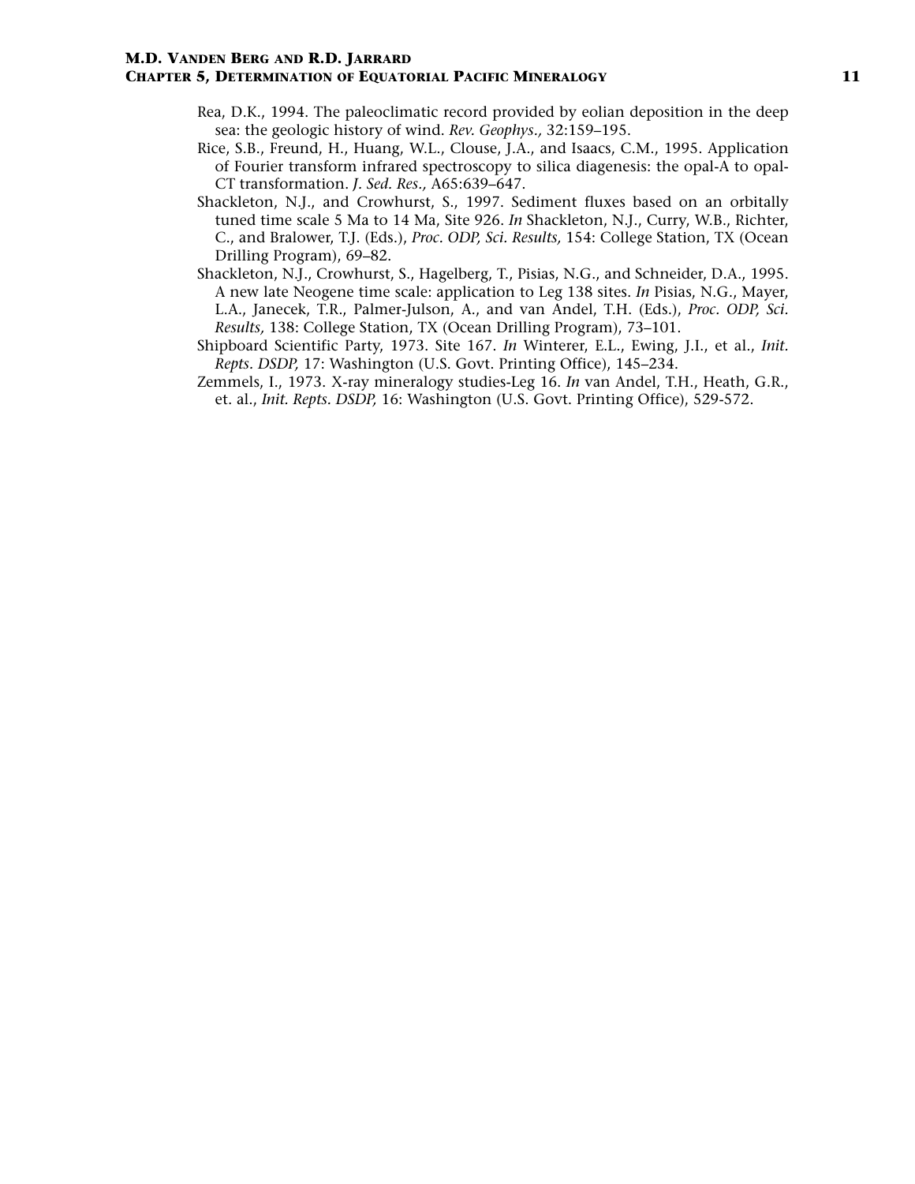Rea, D.K., 1994. The paleoclimatic record provided by eolian deposition in the deep sea: the geologic history of wind. *Rev. Geophys.,* 32:159–195.

Rice, S.B., Freund, H., Huang, W.L., Clouse, J.A., and Isaacs, C.M., 1995. Application of Fourier transform infrared spectroscopy to silica diagenesis: the opal-A to opal-CT transformation. *J. Sed. Res.,* A65:639–647.

Shackleton, N.J., and Crowhurst, S., 1997. Sediment fluxes based on an orbitally tuned time scale 5 Ma to 14 Ma, Site 926. *In* Shackleton, N.J., Curry, W.B., Richter, C., and Bralower, T.J. (Eds.), *Proc. ODP, Sci. Results,* 154: College Station, TX (Ocean Drilling Program), 69–82.

Shackleton, N.J., Crowhurst, S., Hagelberg, T., Pisias, N.G., and Schneider, D.A., 1995. A new late Neogene time scale: application to Leg 138 sites. *In* Pisias, N.G., Mayer, L.A., Janecek, T.R., Palmer-Julson, A., and van Andel, T.H. (Eds.), *Proc. ODP, Sci. Results,* 138: College Station, TX (Ocean Drilling Program), 73–101.

Shipboard Scientific Party, 1973. Site 167. *In* Winterer, E.L., Ewing, J.I., et al., *Init. Repts. DSDP,* 17: Washington (U.S. Govt. Printing Office), 145–234.

Zemmels, I., 1973. X-ray mineralogy studies-Leg 16. *In* van Andel, T.H., Heath, G.R., et. al., *Init. Repts. DSDP,* 16: Washington (U.S. Govt. Printing Office), 529-572.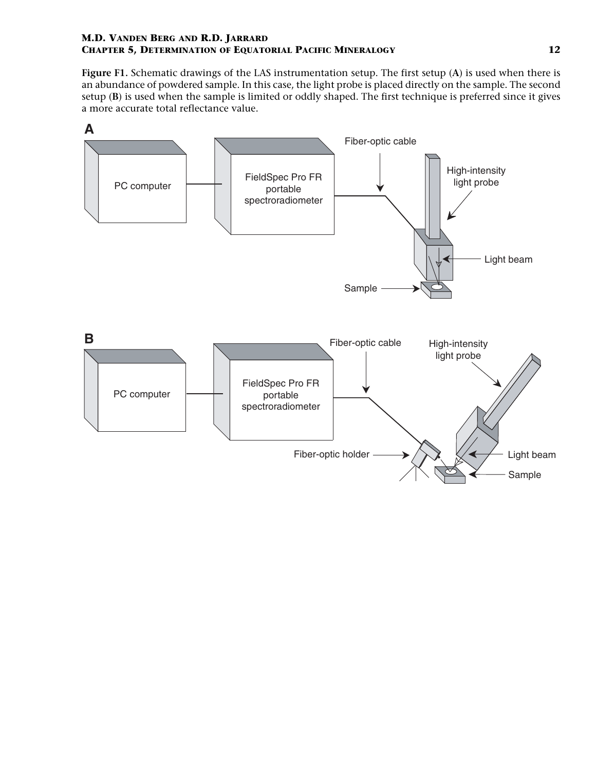**Figure F1.** Schematic drawings of the LAS instrumentation setup. The first setup (**A**) is used when there is an abundance of powdered sample. In this case, the light probe is placed directly on the sample. The second setup (**B**) is used when the sample is limited or oddly shaped. The first technique is preferred since it gives a more accurate total reflectance value.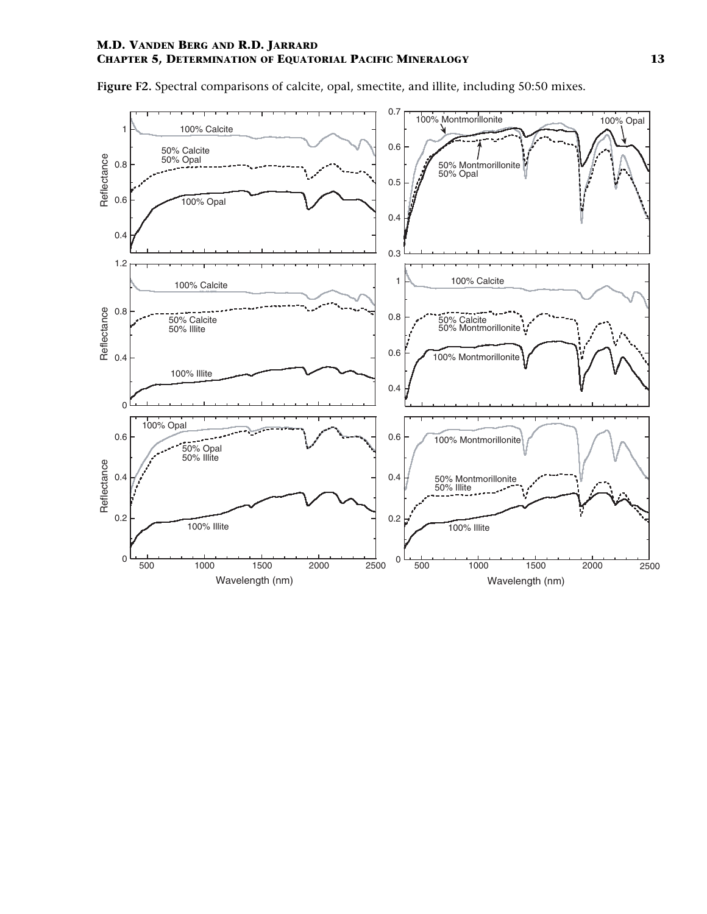**Figure F2.** Spectral comparisons of calcite, opal, smectite, and illite, including 50:50 mixes.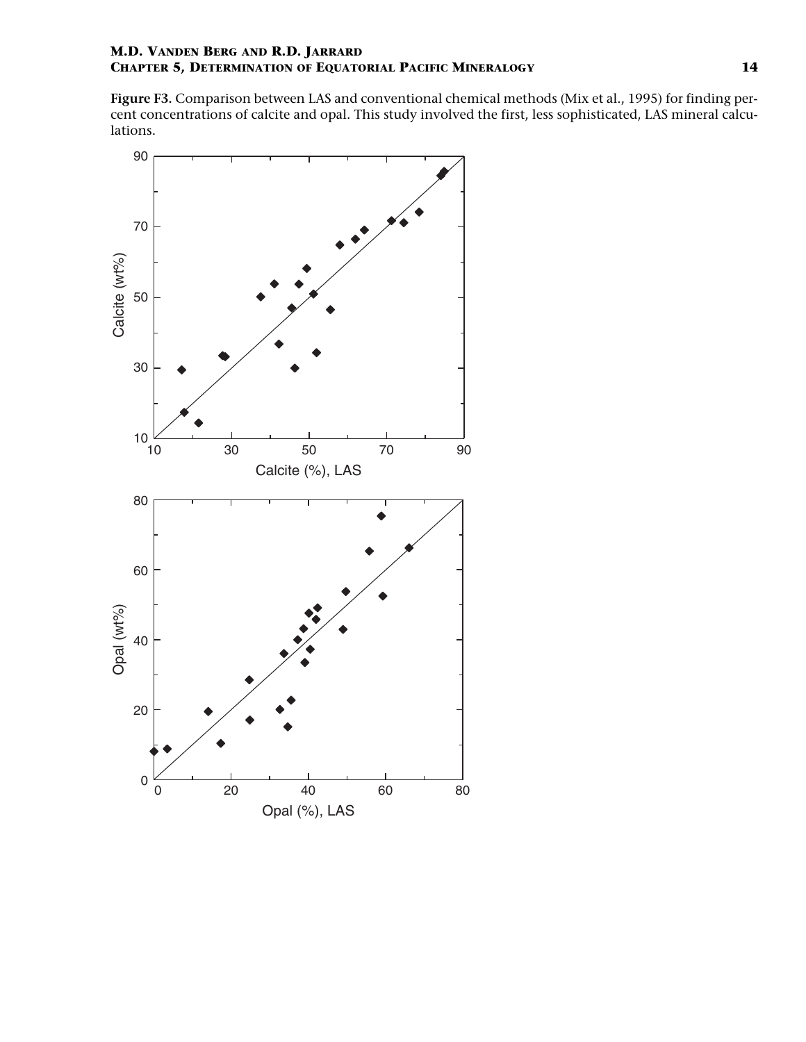**Figure F3.** Comparison between LAS and conventional chemical methods (Mix et al., 1995) for finding percent concentrations of calcite and opal. This study involved the first, less sophisticated, LAS mineral calculations.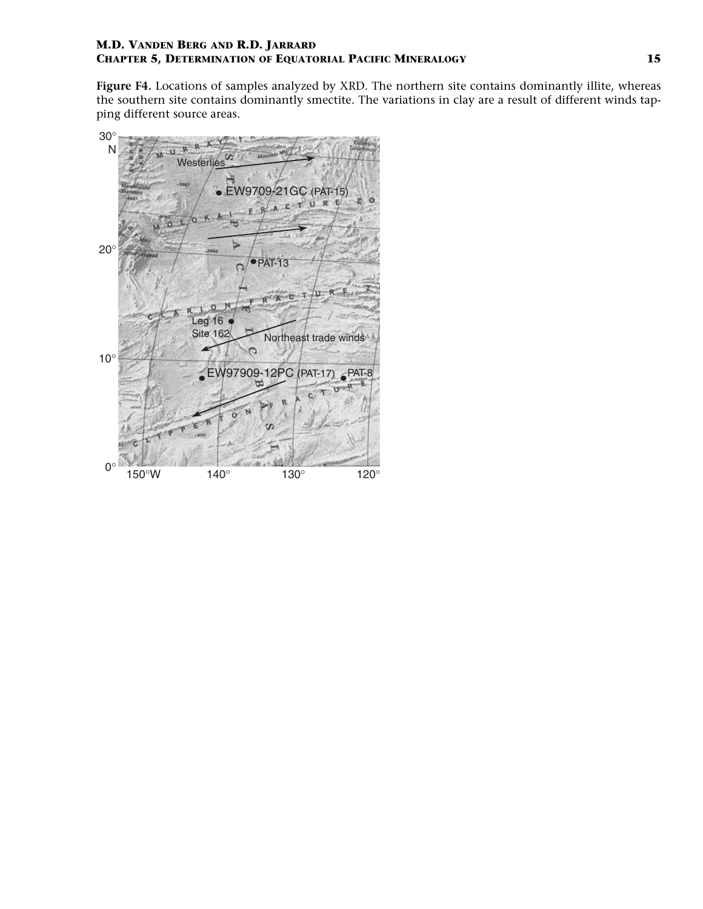**Figure F4.** Locations of samples analyzed by XRD. The northern site contains dominantly illite, whereas the southern site contains dominantly smectite. The variations in clay are a result of different winds tapping different source areas.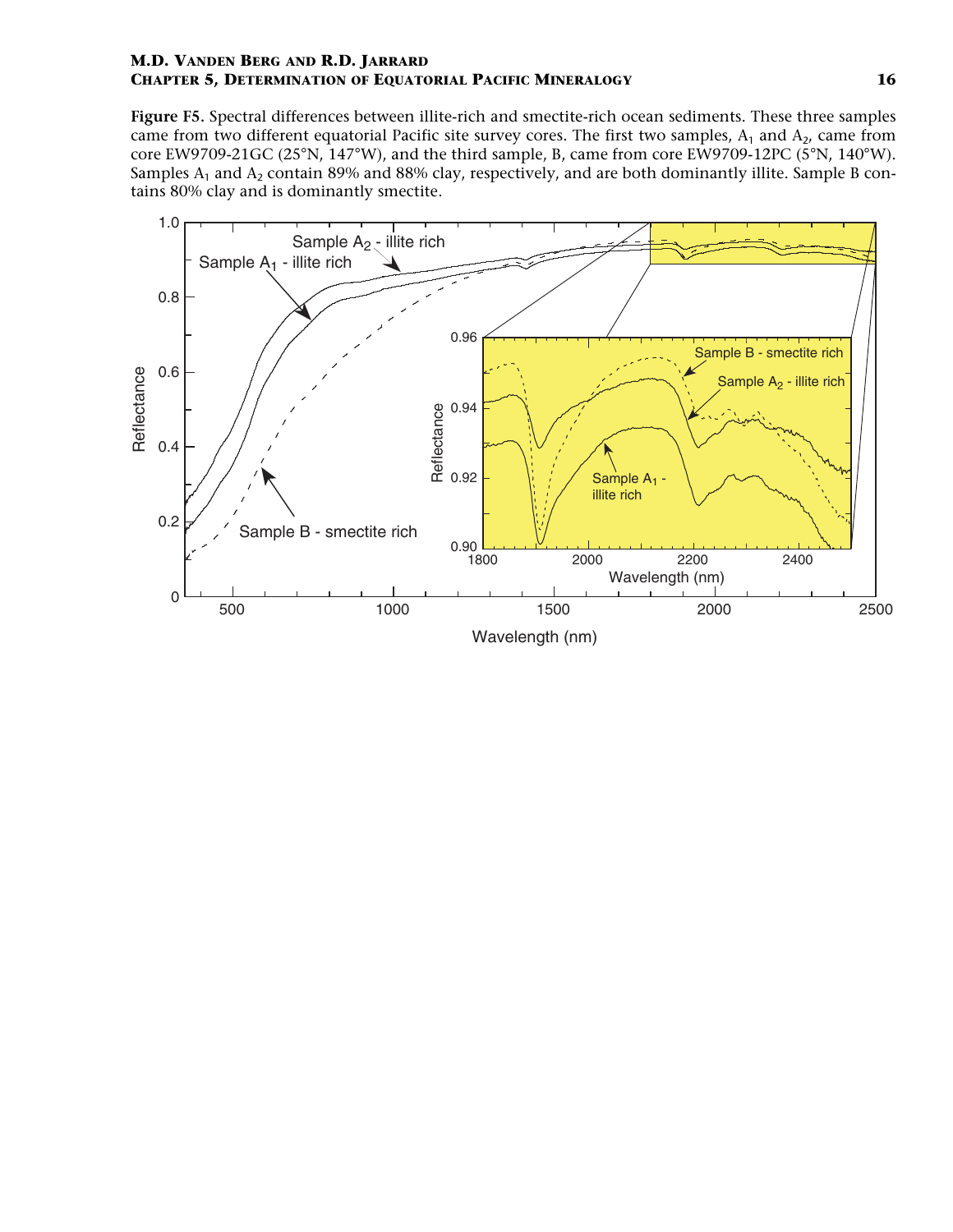**Figure F5.** Spectral differences between illite-rich and smectite-rich ocean sediments. These three samples came from two different equatorial Pacific site survey cores. The first two samples, $A_1$ and $A_2$, came from core EW9709-21GC (25°N, 147°W), and the third sample, B, came from core EW9709-12PC (5°N, 140°W). Samples $A_1$ and $A_2$ contain 89% and 88% clay, respectively, and are both dominantly illite. Sample B contains 80% clay and is dominantly smectite.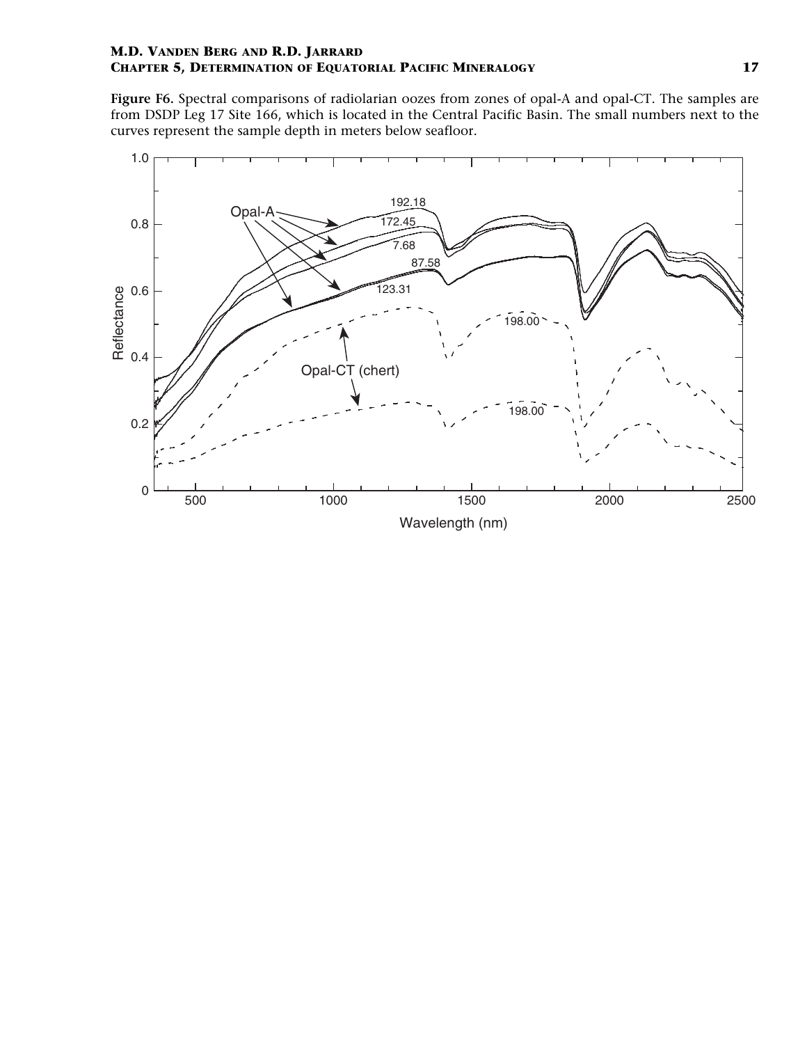**Figure F6.** Spectral comparisons of radiolarian oozes from zones of opal-A and opal-CT. The samples are from DSDP Leg 17 Site 166, which is located in the Central Pacific Basin. The small numbers next to the curves represent the sample depth in meters below seafloor.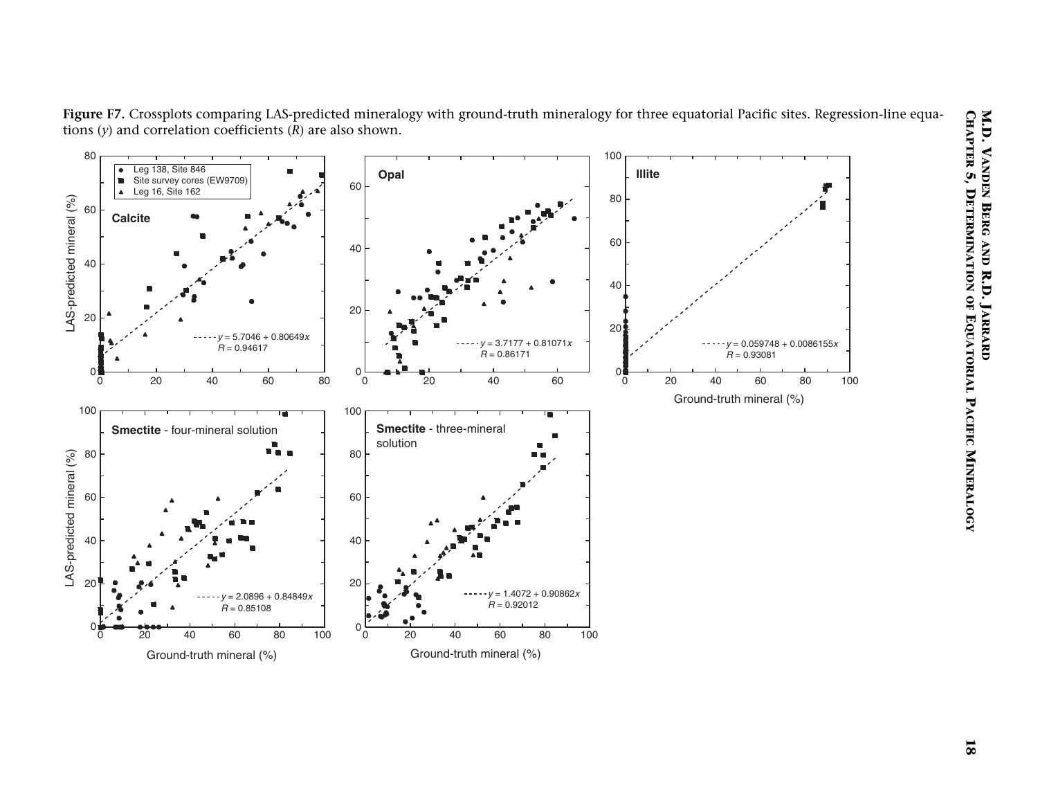**Figure F7.** Crossplots comparing LAS-predicted mineralogy with ground-truth mineralogy for three equatorial Pacific sites. Regression-line equations ($y$) and correlation coefficients ($R$) are also shown.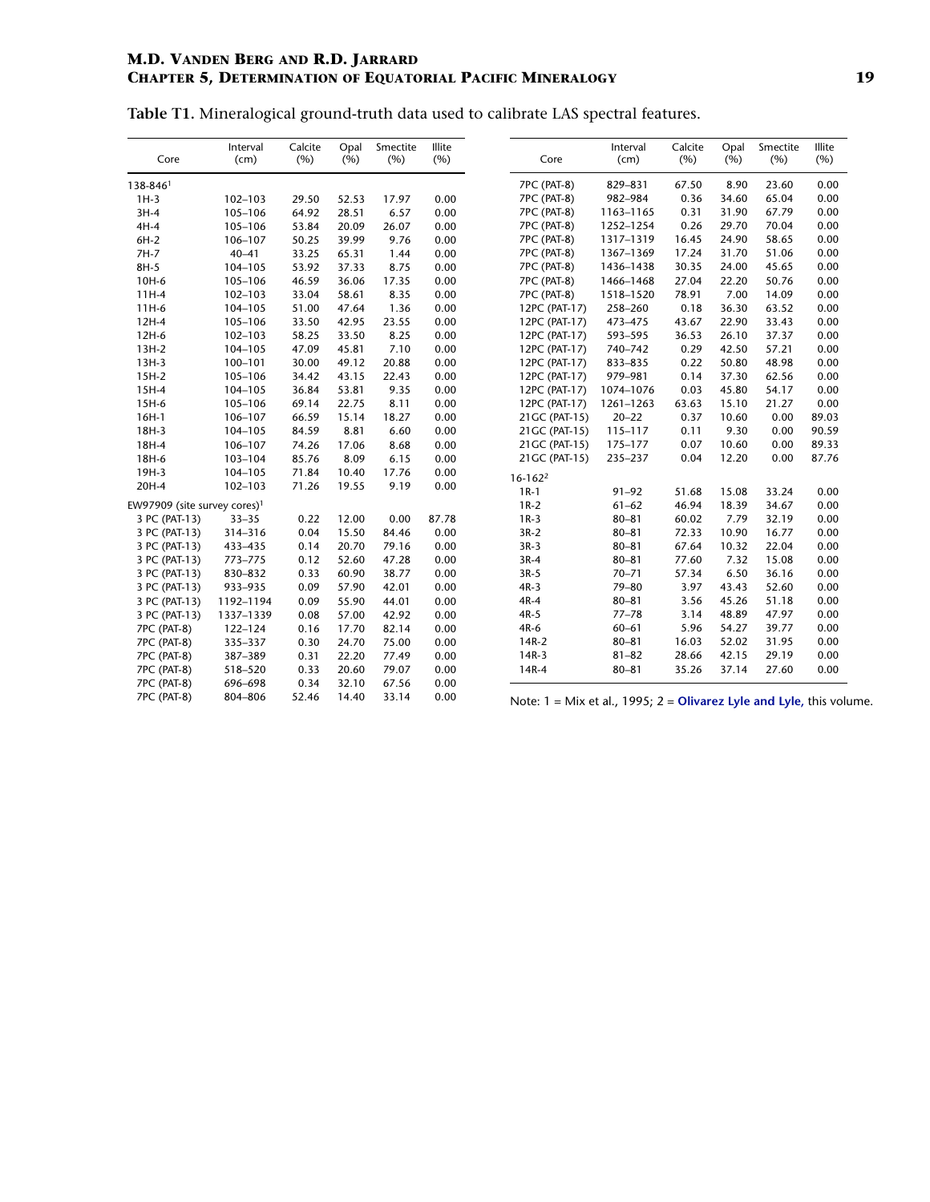**Table T1.** Mineralogical ground-truth data used to calibrate LAS spectral features.

| Core | Interval (cm) | Calcite (%) | Opal (%) | Smectite (%) | Illite (%) |
|---|---|---|---|---|---|
| 138-846[1] | | | | | |
| 1H-3 | 102–103 | 29.50 | 52.53 | 17.97 | 0.00 |
| 3H-4 | 105–106 | 64.92 | 28.51 | 6.57 | 0.00 |
| 4H-4 | 105–106 | 53.84 | 20.09 | 26.07 | 0.00 |
| 6H-2 | 106–107 | 50.25 | 39.99 | 9.76 | 0.00 |
| 7H-7 | 40–41 | 33.25 | 65.31 | 1.44 | 0.00 |
| 8H-5 | 104–105 | 53.92 | 37.33 | 8.75 | 0.00 |
| 10H-6 | 105–106 | 46.59 | 36.06 | 17.35 | 0.00 |
| 11H-4 | 102–103 | 33.04 | 58.61 | 8.35 | 0.00 |
| 11H-6 | 104–105 | 51.00 | 47.64 | 1.36 | 0.00 |
| 12H-4 | 105–106 | 33.50 | 42.95 | 23.55 | 0.00 |
| 12H-6 | 102–103 | 58.25 | 33.50 | 8.25 | 0.00 |
| 13H-2 | 104–105 | 47.09 | 45.81 | 7.10 | 0.00 |
| 13H-3 | 100–101 | 30.00 | 49.12 | 20.88 | 0.00 |
| 15H-2 | 105–106 | 34.42 | 43.15 | 22.43 | 0.00 |
| 15H-4 | 104–105 | 36.84 | 53.81 | 9.35 | 0.00 |
| 15H-6 | 105–106 | 69.14 | 22.75 | 8.11 | 0.00 |
| 16H-1 | 106–107 | 66.59 | 15.14 | 18.27 | 0.00 |
| 18H-3 | 104–105 | 84.59 | 8.81 | 6.60 | 0.00 |
| 18H-4 | 106–107 | 74.26 | 17.06 | 8.68 | 0.00 |
| 18H-6 | 103–104 | 85.76 | 8.09 | 6.15 | 0.00 |
| 19H-3 | 104–105 | 71.84 | 10.40 | 17.76 | 0.00 |
| 20H-4 | 102–103 | 71.26 | 19.55 | 9.19 | 0.00 |
| EW97909 (site survey cores)[1] | | | | | |
| 3 PC (PAT-13) | 33–35 | 0.22 | 12.00 | 0.00 | 87.78 |
| 3 PC (PAT-13) | 314–316 | 0.04 | 15.50 | 84.46 | 0.00 |
| 3 PC (PAT-13) | 433–435 | 0.14 | 20.70 | 79.16 | 0.00 |
| 3 PC (PAT-13) | 773–775 | 0.12 | 52.60 | 47.28 | 0.00 |
| 3 PC (PAT-13) | 830–832 | 0.33 | 60.90 | 38.77 | 0.00 |
| 3 PC (PAT-13) | 933–935 | 0.09 | 57.90 | 42.01 | 0.00 |
| 3 PC (PAT-13) | 1192–1194 | 0.09 | 55.90 | 44.01 | 0.00 |
| 3 PC (PAT-13) | 1337–1339 | 0.08 | 57.00 | 42.92 | 0.00 |
| 7PC (PAT-8) | 122–124 | 0.16 | 17.70 | 82.14 | 0.00 |
| 7PC (PAT-8) | 335–337 | 0.30 | 24.70 | 75.00 | 0.00 |
| 7PC (PAT-8) | 387–389 | 0.31 | 22.20 | 77.49 | 0.00 |
| 7PC (PAT-8) | 518–520 | 0.33 | 20.60 | 79.07 | 0.00 |
| 7PC (PAT-8) | 696–698 | 0.34 | 32.10 | 67.56 | 0.00 |
| 7PC (PAT-8) | 804–806 | 52.46 | 14.40 | 33.14 | 0.00 |
| 7PC (PAT-8) | 829–831 | 67.50 | 8.90 | 23.60 | 0.00 |
| 7PC (PAT-8) | 982–984 | 0.36 | 34.60 | 65.04 | 0.00 |
| 7PC (PAT-8) | 1163–1165 | 0.31 | 31.90 | 67.79 | 0.00 |
| 7PC (PAT-8) | 1252–1254 | 0.26 | 29.70 | 70.04 | 0.00 |
| 7PC (PAT-8) | 1317–1319 | 16.45 | 24.90 | 58.65 | 0.00 |
| 7PC (PAT-8) | 1367–1369 | 17.24 | 31.70 | 51.06 | 0.00 |
| 7PC (PAT-8) | 1436–1438 | 30.35 | 24.00 | 45.65 | 0.00 |
| 7PC (PAT-8) | 1466–1468 | 27.04 | 22.20 | 50.76 | 0.00 |
| 7PC (PAT-8) | 1518–1520 | 78.91 | 7.00 | 14.09 | 0.00 |
| 12PC (PAT-17) | 258–260 | 0.18 | 36.30 | 63.52 | 0.00 |
| 12PC (PAT-17) | 473–475 | 43.67 | 22.90 | 33.43 | 0.00 |
| 12PC (PAT-17) | 593–595 | 36.53 | 26.10 | 37.37 | 0.00 |
| 12PC (PAT-17) | 740–742 | 0.29 | 42.50 | 57.21 | 0.00 |
| 12PC (PAT-17) | 833–835 | 0.22 | 50.80 | 48.98 | 0.00 |
| 12PC (PAT-17) | 979–981 | 0.14 | 37.30 | 62.56 | 0.00 |
| 12PC (PAT-17) | 1074–1076 | 0.03 | 45.80 | 54.17 | 0.00 |
| 12PC (PAT-17) | 1261–1263 | 63.63 | 15.10 | 21.27 | 0.00 |
| 21GC (PAT-15) | 20–22 | 0.37 | 10.60 | 0.00 | 89.03 |
| 21GC (PAT-15) | 115–117 | 0.11 | 9.30 | 0.00 | 90.59 |
| 21GC (PAT-15) | 175–177 | 0.07 | 10.60 | 0.00 | 89.33 |
| 21GC (PAT-15) | 235–237 | 0.04 | 12.20 | 0.00 | 87.76 |
| 16-162[2] | | | | | |
| 1R-1 | 91–92 | 51.68 | 15.08 | 33.24 | 0.00 |
| 1R-2 | 61–62 | 46.94 | 18.39 | 34.67 | 0.00 |
| 1R-3 | 80–81 | 60.02 | 7.79 | 32.19 | 0.00 |
| 3R-2 | 80–81 | 72.33 | 10.90 | 16.77 | 0.00 |
| 3R-3 | 80–81 | 67.64 | 10.32 | 22.04 | 0.00 |
| 3R-4 | 80–81 | 77.60 | 7.32 | 15.08 | 0.00 |
| 3R-5 | 70–71 | 57.34 | 6.50 | 36.16 | 0.00 |
| 4R-3 | 79–80 | 3.97 | 43.43 | 52.60 | 0.00 |
| 4R-4 | 80–81 | 3.56 | 45.26 | 51.18 | 0.00 |
| 4R-5 | 77–78 | 3.14 | 48.89 | 47.97 | 0.00 |
| 4R-6 | 60–61 | 5.96 | 54.27 | 39.77 | 0.00 |
| 14R-2 | 80–81 | 16.03 | 52.02 | 31.95 | 0.00 |
| 14R-3 | 81–82 | 28.66 | 42.15 | 29.19 | 0.00 |
| 14R-4 | 80–81 | 35.26 | 37.14 | 27.60 | 0.00 |

Note: 1 = Mix et al., 1995; 2 = **Olivarez Lyle and Lyle,** this volume.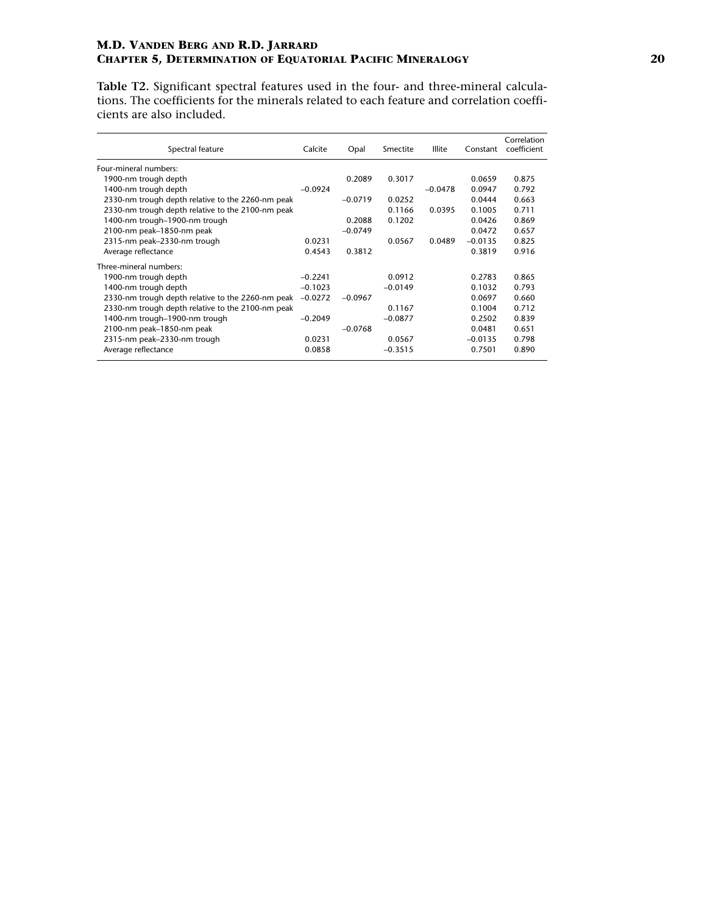**Table T2.** Significant spectral features used in the four- and three-mineral calculations. The coefficients for the minerals related to each feature and correlation coefficients are also included.

| Spectral feature | Calcite | Opal | Smectite | Illite | Constant | Correlation coefficient |
|---|---|---|---|---|---|---|
| Four-mineral numbers: | | | | | | |
| 1900-nm trough depth | | 0.2089 | 0.3017 | | 0.0659 | 0.875 |
| 1400-nm trough depth | –0.0924 | | | –0.0478 | 0.0947 | 0.792 |
| 2330-nm trough depth relative to the 2260-nm peak | | –0.0719 | 0.0252 | | 0.0444 | 0.663 |
| 2330-nm trough depth relative to the 2100-nm peak | | | 0.1166 | 0.0395 | 0.1005 | 0.711 |
| 1400-nm trough–1900-nm trough | | 0.2088 | 0.1202 | | 0.0426 | 0.869 |
| 2100-nm peak–1850-nm peak | | –0.0749 | | | 0.0472 | 0.657 |
| 2315-nm peak–2330-nm trough | 0.0231 | | 0.0567 | 0.0489 | –0.0135 | 0.825 |
| Average reflectance | 0.4543 | 0.3812 | | | 0.3819 | 0.916 |
| Three-mineral numbers: | | | | | | |
| 1900-nm trough depth | –0.2241 | | 0.0912 | | 0.2783 | 0.865 |
| 1400-nm trough depth | –0.1023 | | –0.0149 | | 0.1032 | 0.793 |
| 2330-nm trough depth relative to the 2260-nm peak | –0.0272 | –0.0967 | | | 0.0697 | 0.660 |
| 2330-nm trough depth relative to the 2100-nm peak | | | 0.1167 | | 0.1004 | 0.712 |
| 1400-nm trough–1900-nm trough | –0.2049 | | –0.0877 | | 0.2502 | 0.839 |
| 2100-nm peak–1850-nm peak | | –0.0768 | | | 0.0481 | 0.651 |
| 2315-nm peak–2330-nm trough | 0.0231 | | 0.0567 | | –0.0135 | 0.798 |
| Average reflectance | 0.0858 | | –0.3515 | | 0.7501 | 0.890 |